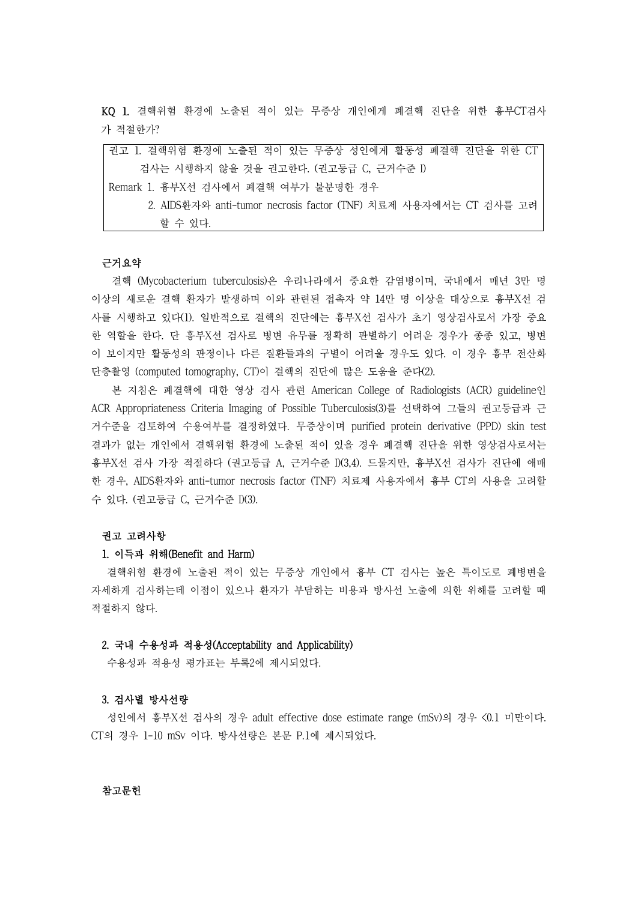**KQ 1.** 결핵위험 환경에 노출된 적이 있는 무증상 개인에게 폐결핵 진단을 위한 흉부CT검사가 적절한가?

> 권고 1. 결핵위험 환경에 노출된 적이 있는 무증상 성인에게 활동성 폐결핵 진단을 위한 CT 검사는 시행하지 않을 것을 권고한다. (권고등급 C, 근거수준 I)
>
> Remark 1. 흉부X선 검사에서 폐결핵 여부가 불분명한 경우
>
> 2. AIDS환자와 anti-tumor necrosis factor (TNF) 치료제 사용자에서는 CT 검사를 고려할 수 있다.

**근거요약**

결핵 (Mycobacterium tuberculosis)은 우리나라에서 중요한 감염병이며, 국내에서 매년 3만 명 이상의 새로운 결핵 환자가 발생하며 이와 관련된 접촉자 약 14만 명 이상을 대상으로 흉부X선 검사를 시행하고 있다(1). 일반적으로 결핵의 진단에는 흉부X선 검사가 초기 영상검사로서 가장 중요한 역할을 한다. 단 흉부X선 검사로 병변 유무를 정확히 판별하기 어려운 경우가 종종 있고, 병변이 보이지만 활동성의 판정이나 다른 질환들과의 구별이 어려울 경우도 있다. 이 경우 흉부 전산화 단층촬영 (computed tomography, CT)이 결핵의 진단에 많은 도움을 준다(2).

본 지침은 폐결핵에 대한 영상 검사 관련 American College of Radiologists (ACR) guideline인 ACR Appropriateness Criteria Imaging of Possible Tuberculosis(3)를 선택하여 그들의 권고등급과 근거수준을 검토하여 수용여부를 결정하였다. 무증상이며 purified protein derivative (PPD) skin test 결과가 없는 개인에서 결핵위험 환경에 노출된 적이 있을 경우 폐결핵 진단을 위한 영상검사로서는 흉부X선 검사 가장 적절하다 (권고등급 A, 근거수준 I)(3,4). 드물지만, 흉부X선 검사가 진단에 애매한 경우, AIDS환자와 anti-tumor necrosis factor (TNF) 치료제 사용자에서 흉부 CT의 사용을 고려할 수 있다. (권고등급 C, 근거수준 I)(3).

**권고 고려사항**

**1. 이득과 위해(Benefit and Harm)**

결핵위험 환경에 노출된 적이 있는 무증상 개인에서 흉부 CT 검사는 높은 특이도로 폐병변을 자세하게 검사하는데 이점이 있으나 환자가 부담하는 비용과 방사선 노출에 의한 위해를 고려할 때 적절하지 않다.

**2. 국내 수용성과 적용성(Acceptability and Applicability)**

수용성과 적용성 평가표는 부록2에 제시되었다.

**3. 검사별 방사선량**

성인에서 흉부X선 검사의 경우 adult effective dose estimate range (mSv)의 경우 <0.1 미만이다. CT의 경우 1-10 mSv 이다. 방사선량은 본문 P.1에 제시되었다.

**참고문헌**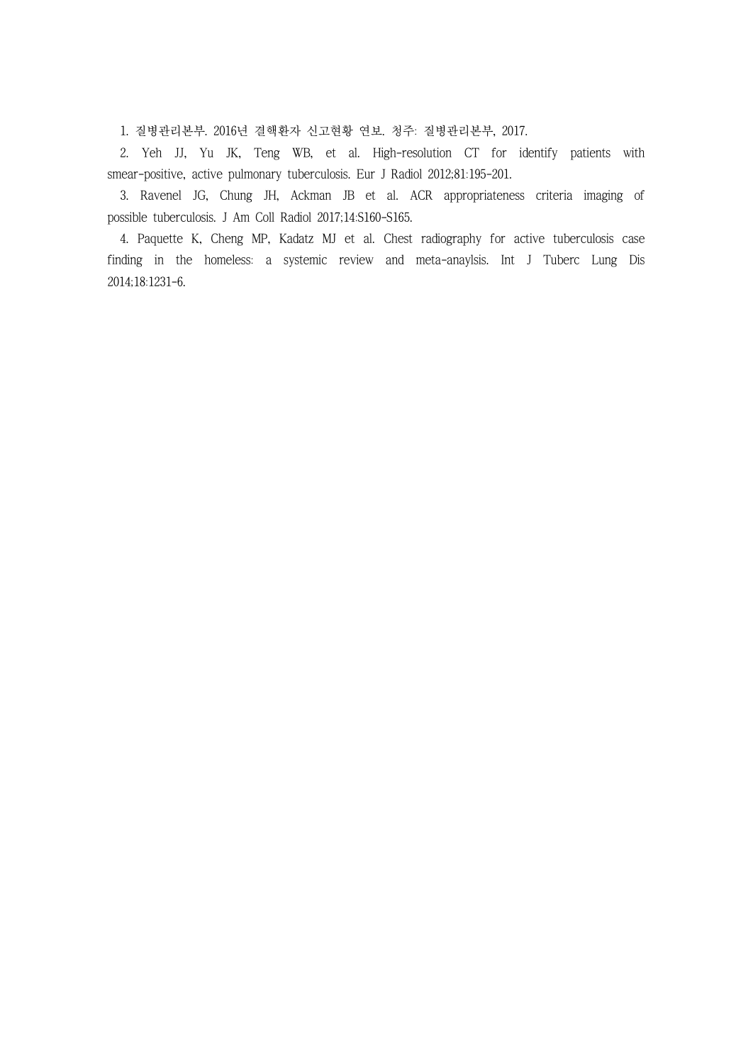1. 질병관리본부. 2016년 결핵환자 신고현황 연보. 청주: 질병관리본부, 2017.

2. Yeh JJ, Yu JK, Teng WB, et al. High-resolution CT for identify patients with smear-positive, active pulmonary tuberculosis. Eur J Radiol 2012;81:195-201.

3. Ravenel JG, Chung JH, Ackman JB et al. ACR appropriateness criteria imaging of possible tuberculosis. J Am Coll Radiol 2017;14:S160-S165.

4. Paquette K, Cheng MP, Kadatz MJ et al. Chest radiography for active tuberculosis case finding in the homeless: a systemic review and meta-anaylsis. Int J Tuberc Lung Dis 2014;18:1231-6.